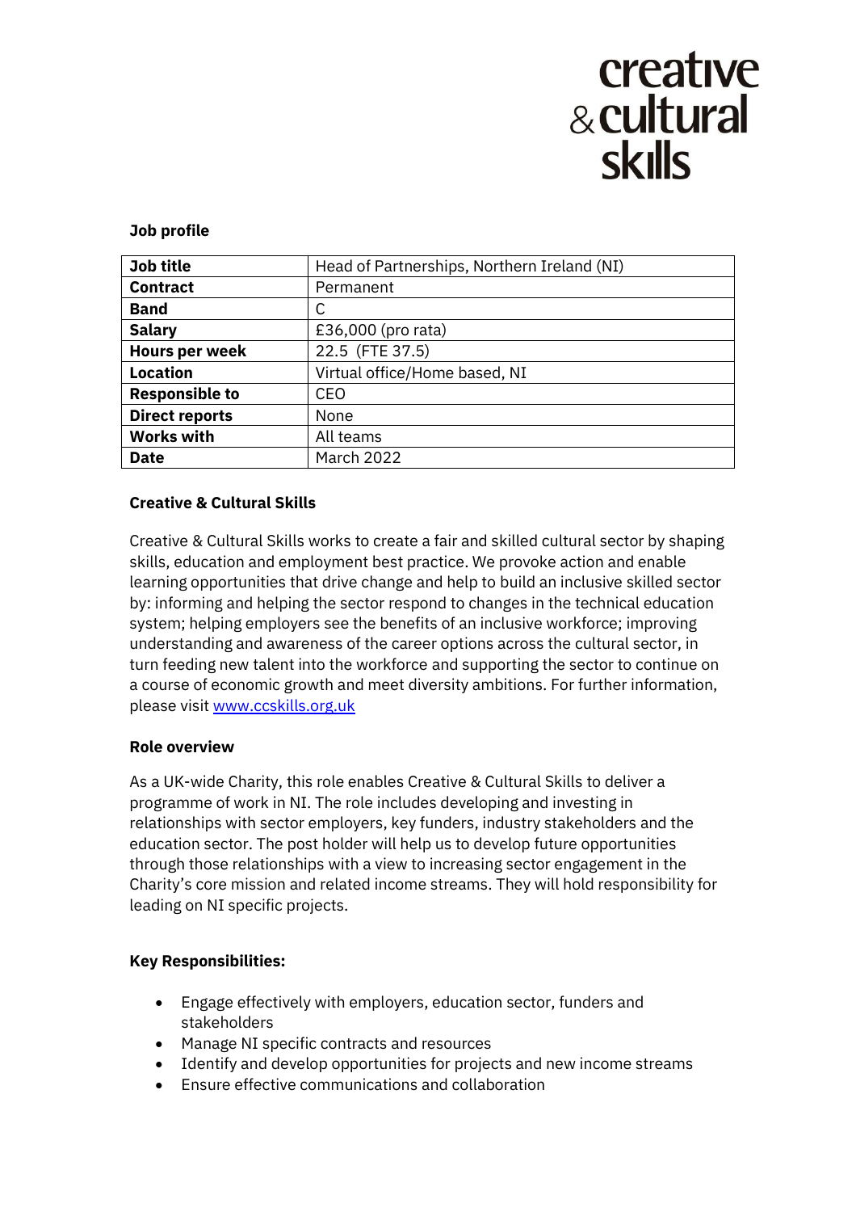creative & cultural skills

**Job profile**

| | |
|---|---|
| **Job title** | Head of Partnerships, Northern Ireland (NI) |
| **Contract** | Permanent |
| **Band** | C |
| **Salary** | £36,000 (pro rata) |
| **Hours per week** | 22.5 (FTE 37.5) |
| **Location** | Virtual office/Home based, NI |
| **Responsible to** | CEO |
| **Direct reports** | None |
| **Works with** | All teams |
| **Date** | March 2022 |

**Creative & Cultural Skills**

Creative & Cultural Skills works to create a fair and skilled cultural sector by shaping skills, education and employment best practice. We provoke action and enable learning opportunities that drive change and help to build an inclusive skilled sector by: informing and helping the sector respond to changes in the technical education system; helping employers see the benefits of an inclusive workforce; improving understanding and awareness of the career options across the cultural sector, in turn feeding new talent into the workforce and supporting the sector to continue on a course of economic growth and meet diversity ambitions. For further information, please visit [www.ccskills.org.uk](http://www.ccskills.org.uk)

**Role overview**

As a UK-wide Charity, this role enables Creative & Cultural Skills to deliver a programme of work in NI. The role includes developing and investing in relationships with sector employers, key funders, industry stakeholders and the education sector. The post holder will help us to develop future opportunities through those relationships with a view to increasing sector engagement in the Charity's core mission and related income streams. They will hold responsibility for leading on NI specific projects.

**Key Responsibilities:**

- Engage effectively with employers, education sector, funders and stakeholders
- Manage NI specific contracts and resources
- Identify and develop opportunities for projects and new income streams
- Ensure effective communications and collaboration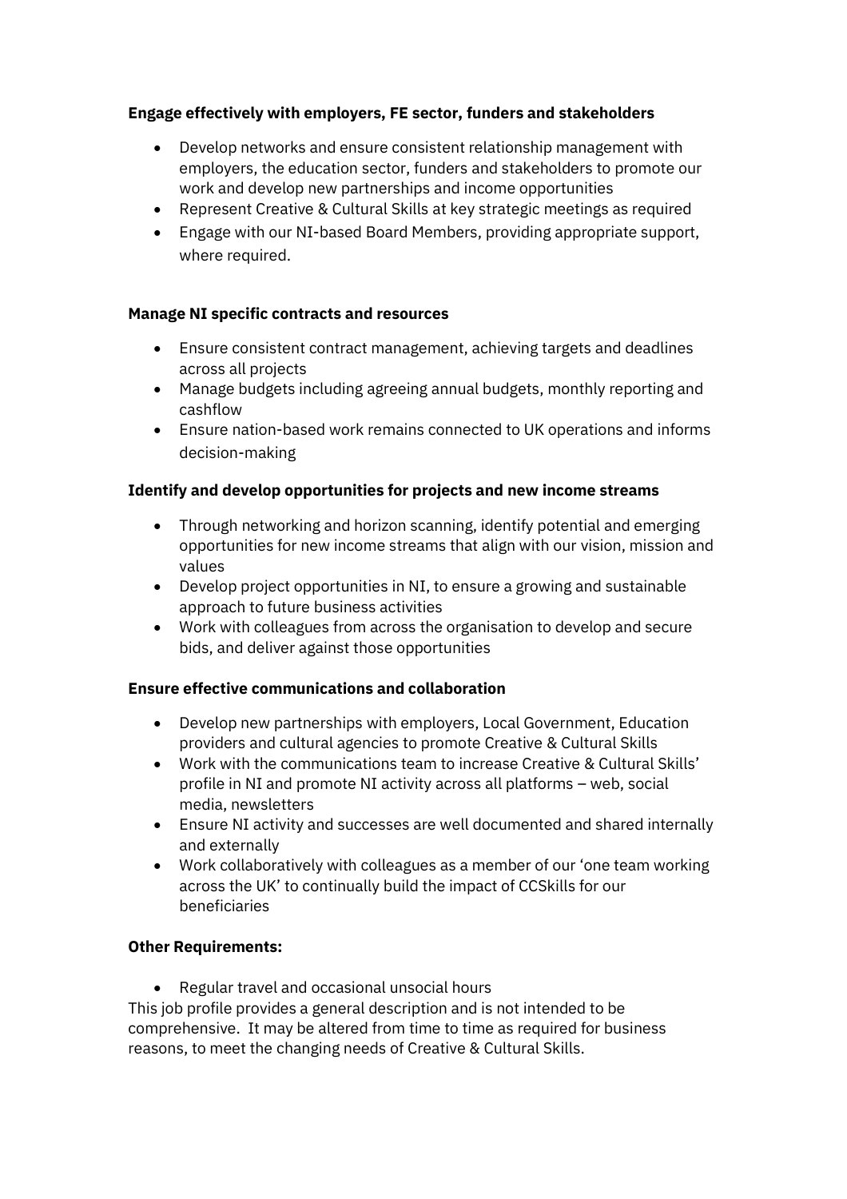**Engage effectively with employers, FE sector, funders and stakeholders**

- Develop networks and ensure consistent relationship management with employers, the education sector, funders and stakeholders to promote our work and develop new partnerships and income opportunities
- Represent Creative & Cultural Skills at key strategic meetings as required
- Engage with our NI-based Board Members, providing appropriate support, where required.

**Manage NI specific contracts and resources**

- Ensure consistent contract management, achieving targets and deadlines across all projects
- Manage budgets including agreeing annual budgets, monthly reporting and cashflow
- Ensure nation-based work remains connected to UK operations and informs decision-making

**Identify and develop opportunities for projects and new income streams**

- Through networking and horizon scanning, identify potential and emerging opportunities for new income streams that align with our vision, mission and values
- Develop project opportunities in NI, to ensure a growing and sustainable approach to future business activities
- Work with colleagues from across the organisation to develop and secure bids, and deliver against those opportunities

**Ensure effective communications and collaboration**

- Develop new partnerships with employers, Local Government, Education providers and cultural agencies to promote Creative & Cultural Skills
- Work with the communications team to increase Creative & Cultural Skills' profile in NI and promote NI activity across all platforms – web, social media, newsletters
- Ensure NI activity and successes are well documented and shared internally and externally
- Work collaboratively with colleagues as a member of our 'one team working across the UK' to continually build the impact of CCSkills for our beneficiaries

**Other Requirements:**

- Regular travel and occasional unsocial hours

This job profile provides a general description and is not intended to be comprehensive. It may be altered from time to time as required for business reasons, to meet the changing needs of Creative & Cultural Skills.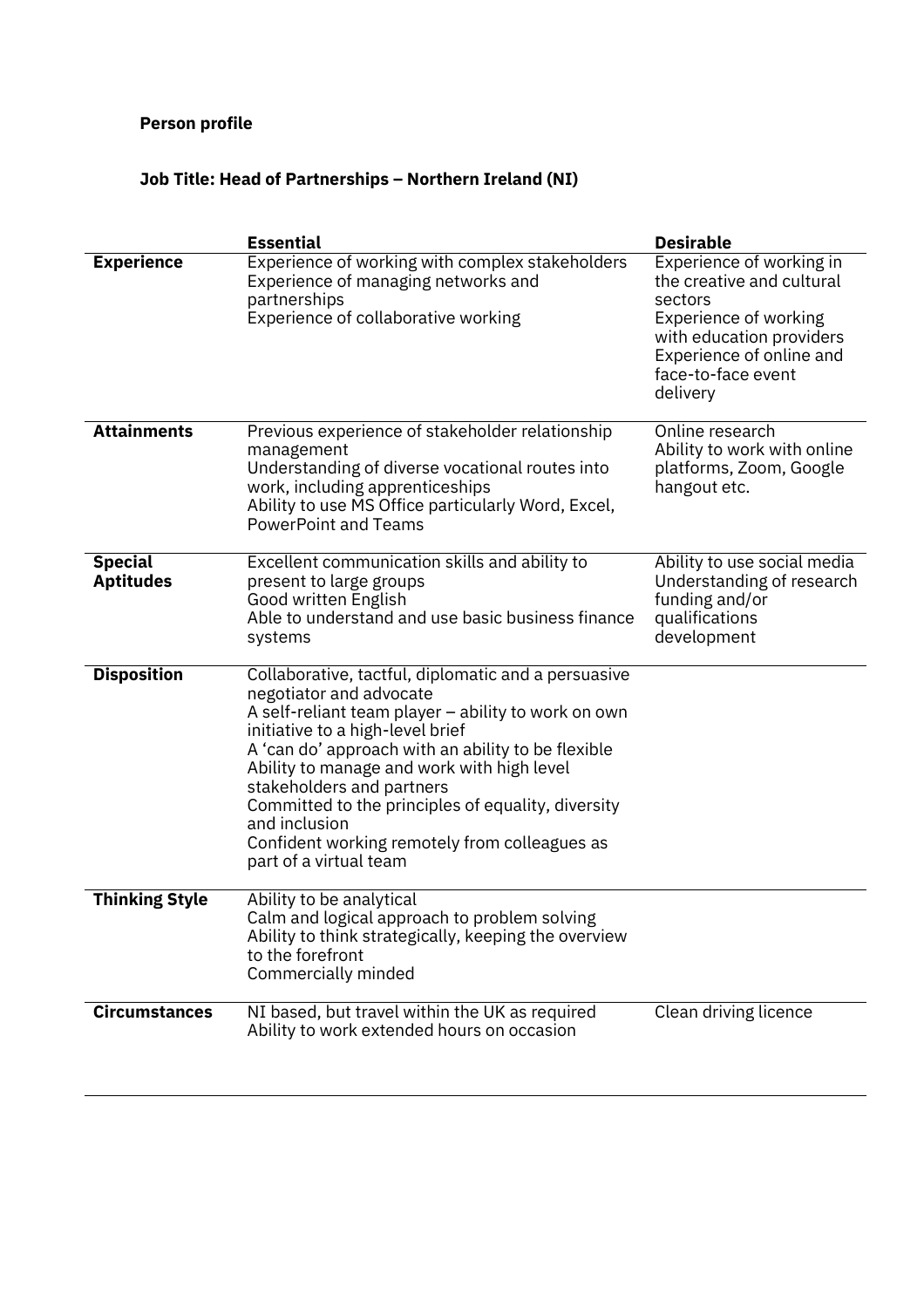**Person profile**

**Job Title: Head of Partnerships – Northern Ireland (NI)**

| | Essential | Desirable |
|---|---|---|
| **Experience** | Experience of working with complex stakeholders<br>Experience of managing networks and partnerships<br>Experience of collaborative working | Experience of working in the creative and cultural sectors<br>Experience of working with education providers<br>Experience of online and face-to-face event delivery |
| **Attainments** | Previous experience of stakeholder relationship management<br>Understanding of diverse vocational routes into work, including apprenticeships<br>Ability to use MS Office particularly Word, Excel, PowerPoint and Teams | Online research<br>Ability to work with online platforms, Zoom, Google hangout etc. |
| **Special Aptitudes** | Excellent communication skills and ability to present to large groups<br>Good written English<br>Able to understand and use basic business finance systems | Ability to use social media<br>Understanding of research funding and/or qualifications development |
| **Disposition** | Collaborative, tactful, diplomatic and a persuasive negotiator and advocate<br>A self-reliant team player – ability to work on own initiative to a high-level brief<br>A 'can do' approach with an ability to be flexible<br>Ability to manage and work with high level stakeholders and partners<br>Committed to the principles of equality, diversity and inclusion<br>Confident working remotely from colleagues as part of a virtual team | |
| **Thinking Style** | Ability to be analytical<br>Calm and logical approach to problem solving<br>Ability to think strategically, keeping the overview to the forefront<br>Commercially minded | |
| **Circumstances** | NI based, but travel within the UK as required<br>Ability to work extended hours on occasion | Clean driving licence |